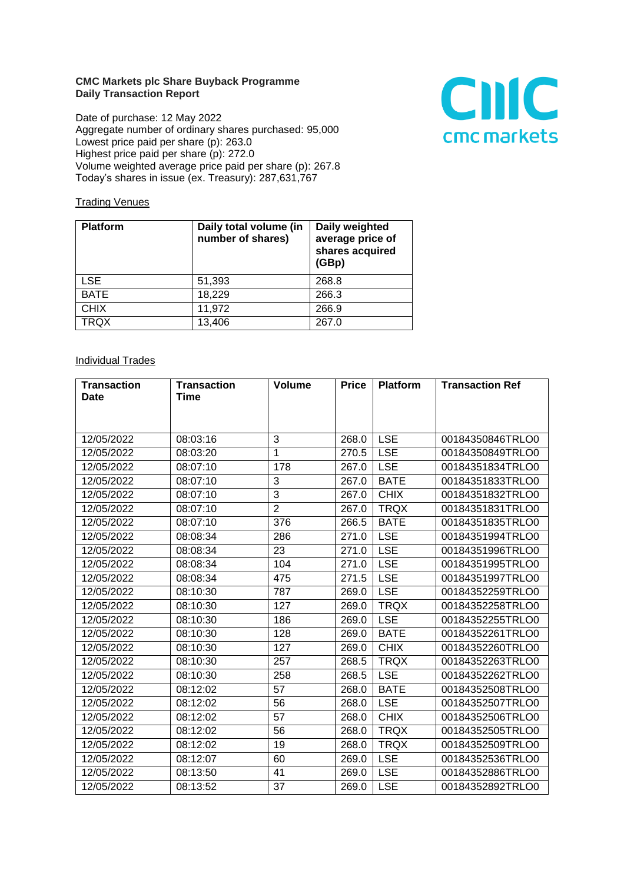**CMC Markets plc Share Buyback Programme**
**Daily Transaction Report**

Date of purchase: 12 May 2022
Aggregate number of ordinary shares purchased: 95,000
Lowest price paid per share (p): 263.0
Highest price paid per share (p): 272.0
Volume weighted average price paid per share (p): 267.8
Today's shares in issue (ex. Treasury): 287,631,767

Trading Venues

| Platform | Daily total volume (in number of shares) | Daily weighted average price of shares acquired (GBp) |
|---|---|---|
| LSE | 51,393 | 268.8 |
| BATE | 18,229 | 266.3 |
| CHIX | 11,972 | 266.9 |
| TRQX | 13,406 | 267.0 |

Individual Trades

| Transaction Date | Transaction Time | Volume | Price | Platform | Transaction Ref |
|---|---|---|---|---|---|
| 12/05/2022 | 08:03:16 | 3 | 268.0 | LSE | 00184350846TRLO0 |
| 12/05/2022 | 08:03:20 | 1 | 270.5 | LSE | 00184350849TRLO0 |
| 12/05/2022 | 08:07:10 | 178 | 267.0 | LSE | 00184351834TRLO0 |
| 12/05/2022 | 08:07:10 | 3 | 267.0 | BATE | 00184351833TRLO0 |
| 12/05/2022 | 08:07:10 | 3 | 267.0 | CHIX | 00184351832TRLO0 |
| 12/05/2022 | 08:07:10 | 2 | 267.0 | TRQX | 00184351831TRLO0 |
| 12/05/2022 | 08:07:10 | 376 | 266.5 | BATE | 00184351835TRLO0 |
| 12/05/2022 | 08:08:34 | 286 | 271.0 | LSE | 00184351994TRLO0 |
| 12/05/2022 | 08:08:34 | 23 | 271.0 | LSE | 00184351996TRLO0 |
| 12/05/2022 | 08:08:34 | 104 | 271.0 | LSE | 00184351995TRLO0 |
| 12/05/2022 | 08:08:34 | 475 | 271.5 | LSE | 00184351997TRLO0 |
| 12/05/2022 | 08:10:30 | 787 | 269.0 | LSE | 00184352259TRLO0 |
| 12/05/2022 | 08:10:30 | 127 | 269.0 | TRQX | 00184352258TRLO0 |
| 12/05/2022 | 08:10:30 | 186 | 269.0 | LSE | 00184352255TRLO0 |
| 12/05/2022 | 08:10:30 | 128 | 269.0 | BATE | 00184352261TRLO0 |
| 12/05/2022 | 08:10:30 | 127 | 269.0 | CHIX | 00184352260TRLO0 |
| 12/05/2022 | 08:10:30 | 257 | 268.5 | TRQX | 00184352263TRLO0 |
| 12/05/2022 | 08:10:30 | 258 | 268.5 | LSE | 00184352262TRLO0 |
| 12/05/2022 | 08:12:02 | 57 | 268.0 | BATE | 00184352508TRLO0 |
| 12/05/2022 | 08:12:02 | 56 | 268.0 | LSE | 00184352507TRLO0 |
| 12/05/2022 | 08:12:02 | 57 | 268.0 | CHIX | 00184352506TRLO0 |
| 12/05/2022 | 08:12:02 | 56 | 268.0 | TRQX | 00184352505TRLO0 |
| 12/05/2022 | 08:12:02 | 19 | 268.0 | TRQX | 00184352509TRLO0 |
| 12/05/2022 | 08:12:07 | 60 | 269.0 | LSE | 00184352536TRLO0 |
| 12/05/2022 | 08:13:50 | 41 | 269.0 | LSE | 00184352886TRLO0 |
| 12/05/2022 | 08:13:52 | 37 | 269.0 | LSE | 00184352892TRLO0 |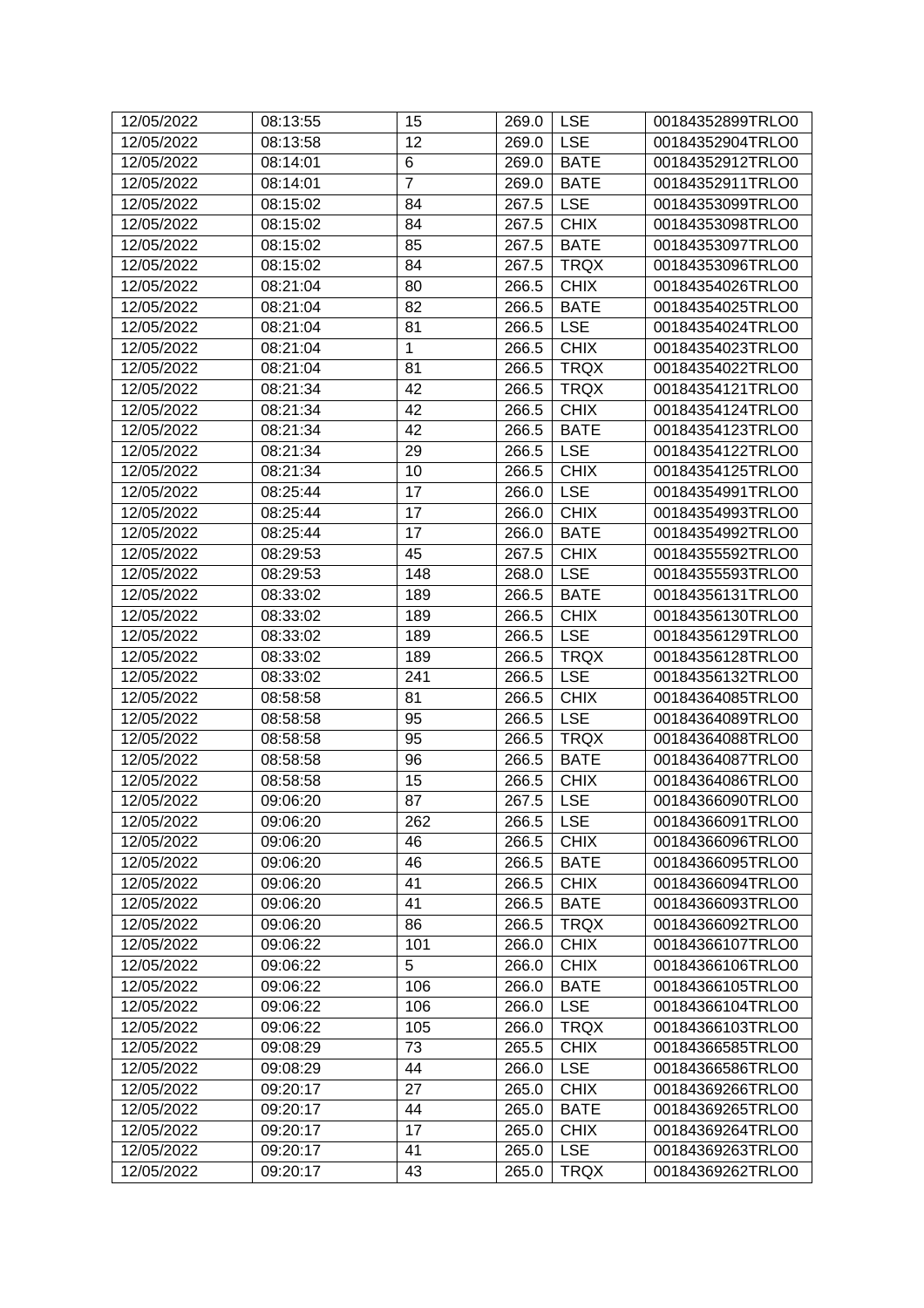| 12/05/2022 | 08:13:55 | 15 | 269.0 | LSE | 00184352899TRLO0 |
|---|---|---|---|---|---|
| 12/05/2022 | 08:13:58 | 12 | 269.0 | LSE | 00184352904TRLO0 |
| 12/05/2022 | 08:14:01 | 6 | 269.0 | BATE | 00184352912TRLO0 |
| 12/05/2022 | 08:14:01 | 7 | 269.0 | BATE | 00184352911TRLO0 |
| 12/05/2022 | 08:15:02 | 84 | 267.5 | LSE | 00184353099TRLO0 |
| 12/05/2022 | 08:15:02 | 84 | 267.5 | CHIX | 00184353098TRLO0 |
| 12/05/2022 | 08:15:02 | 85 | 267.5 | BATE | 00184353097TRLO0 |
| 12/05/2022 | 08:15:02 | 84 | 267.5 | TRQX | 00184353096TRLO0 |
| 12/05/2022 | 08:21:04 | 80 | 266.5 | CHIX | 00184354026TRLO0 |
| 12/05/2022 | 08:21:04 | 82 | 266.5 | BATE | 00184354025TRLO0 |
| 12/05/2022 | 08:21:04 | 81 | 266.5 | LSE | 00184354024TRLO0 |
| 12/05/2022 | 08:21:04 | 1 | 266.5 | CHIX | 00184354023TRLO0 |
| 12/05/2022 | 08:21:04 | 81 | 266.5 | TRQX | 00184354022TRLO0 |
| 12/05/2022 | 08:21:34 | 42 | 266.5 | TRQX | 00184354121TRLO0 |
| 12/05/2022 | 08:21:34 | 42 | 266.5 | CHIX | 00184354124TRLO0 |
| 12/05/2022 | 08:21:34 | 42 | 266.5 | BATE | 00184354123TRLO0 |
| 12/05/2022 | 08:21:34 | 29 | 266.5 | LSE | 00184354122TRLO0 |
| 12/05/2022 | 08:21:34 | 10 | 266.5 | CHIX | 00184354125TRLO0 |
| 12/05/2022 | 08:25:44 | 17 | 266.0 | LSE | 00184354991TRLO0 |
| 12/05/2022 | 08:25:44 | 17 | 266.0 | CHIX | 00184354993TRLO0 |
| 12/05/2022 | 08:25:44 | 17 | 266.0 | BATE | 00184354992TRLO0 |
| 12/05/2022 | 08:29:53 | 45 | 267.5 | CHIX | 00184355592TRLO0 |
| 12/05/2022 | 08:29:53 | 148 | 268.0 | LSE | 00184355593TRLO0 |
| 12/05/2022 | 08:33:02 | 189 | 266.5 | BATE | 00184356131TRLO0 |
| 12/05/2022 | 08:33:02 | 189 | 266.5 | CHIX | 00184356130TRLO0 |
| 12/05/2022 | 08:33:02 | 189 | 266.5 | LSE | 00184356129TRLO0 |
| 12/05/2022 | 08:33:02 | 189 | 266.5 | TRQX | 00184356128TRLO0 |
| 12/05/2022 | 08:33:02 | 241 | 266.5 | LSE | 00184356132TRLO0 |
| 12/05/2022 | 08:58:58 | 81 | 266.5 | CHIX | 00184364085TRLO0 |
| 12/05/2022 | 08:58:58 | 95 | 266.5 | LSE | 00184364089TRLO0 |
| 12/05/2022 | 08:58:58 | 95 | 266.5 | TRQX | 00184364088TRLO0 |
| 12/05/2022 | 08:58:58 | 96 | 266.5 | BATE | 00184364087TRLO0 |
| 12/05/2022 | 08:58:58 | 15 | 266.5 | CHIX | 00184364086TRLO0 |
| 12/05/2022 | 09:06:20 | 87 | 267.5 | LSE | 00184366090TRLO0 |
| 12/05/2022 | 09:06:20 | 262 | 266.5 | LSE | 00184366091TRLO0 |
| 12/05/2022 | 09:06:20 | 46 | 266.5 | CHIX | 00184366096TRLO0 |
| 12/05/2022 | 09:06:20 | 46 | 266.5 | BATE | 00184366095TRLO0 |
| 12/05/2022 | 09:06:20 | 41 | 266.5 | CHIX | 00184366094TRLO0 |
| 12/05/2022 | 09:06:20 | 41 | 266.5 | BATE | 00184366093TRLO0 |
| 12/05/2022 | 09:06:20 | 86 | 266.5 | TRQX | 00184366092TRLO0 |
| 12/05/2022 | 09:06:22 | 101 | 266.0 | CHIX | 00184366107TRLO0 |
| 12/05/2022 | 09:06:22 | 5 | 266.0 | CHIX | 00184366106TRLO0 |
| 12/05/2022 | 09:06:22 | 106 | 266.0 | BATE | 00184366105TRLO0 |
| 12/05/2022 | 09:06:22 | 106 | 266.0 | LSE | 00184366104TRLO0 |
| 12/05/2022 | 09:06:22 | 105 | 266.0 | TRQX | 00184366103TRLO0 |
| 12/05/2022 | 09:08:29 | 73 | 265.5 | CHIX | 00184366585TRLO0 |
| 12/05/2022 | 09:08:29 | 44 | 266.0 | LSE | 00184366586TRLO0 |
| 12/05/2022 | 09:20:17 | 27 | 265.0 | CHIX | 00184369266TRLO0 |
| 12/05/2022 | 09:20:17 | 44 | 265.0 | BATE | 00184369265TRLO0 |
| 12/05/2022 | 09:20:17 | 17 | 265.0 | CHIX | 00184369264TRLO0 |
| 12/05/2022 | 09:20:17 | 41 | 265.0 | LSE | 00184369263TRLO0 |
| 12/05/2022 | 09:20:17 | 43 | 265.0 | TRQX | 00184369262TRLO0 |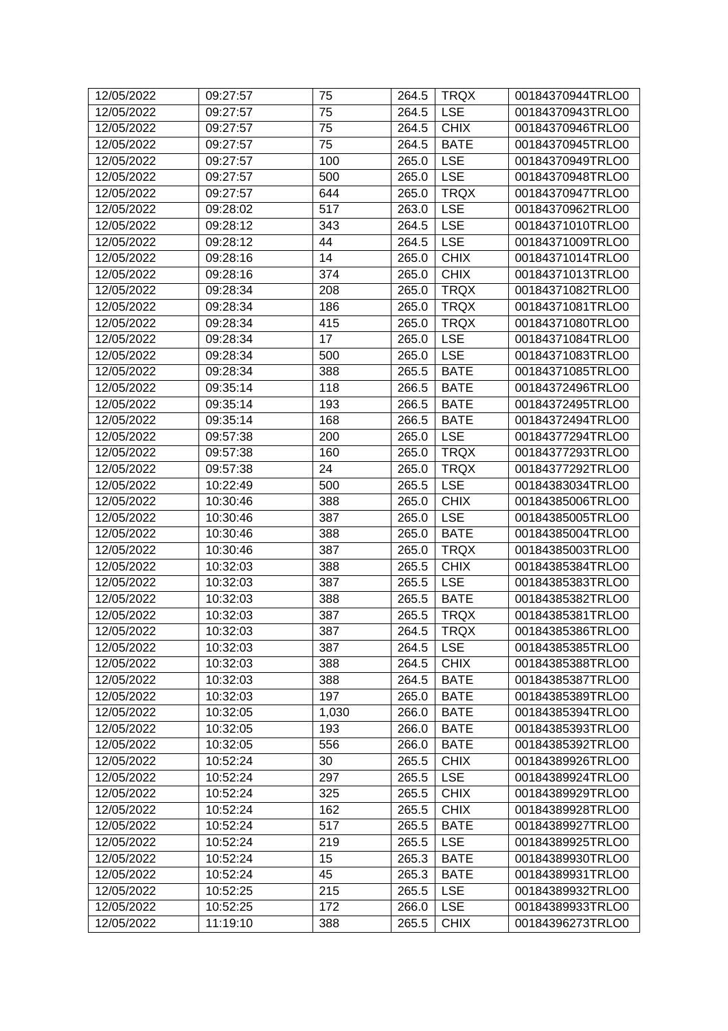| 12/05/2022 | 09:27:57 | 75 | 264.5 | TRQX | 00184370944TRLO0 |
|---|---|---|---|---|---|
| 12/05/2022 | 09:27:57 | 75 | 264.5 | LSE | 00184370943TRLO0 |
| 12/05/2022 | 09:27:57 | 75 | 264.5 | CHIX | 00184370946TRLO0 |
| 12/05/2022 | 09:27:57 | 75 | 264.5 | BATE | 00184370945TRLO0 |
| 12/05/2022 | 09:27:57 | 100 | 265.0 | LSE | 00184370949TRLO0 |
| 12/05/2022 | 09:27:57 | 500 | 265.0 | LSE | 00184370948TRLO0 |
| 12/05/2022 | 09:27:57 | 644 | 265.0 | TRQX | 00184370947TRLO0 |
| 12/05/2022 | 09:28:02 | 517 | 263.0 | LSE | 00184370962TRLO0 |
| 12/05/2022 | 09:28:12 | 343 | 264.5 | LSE | 00184371010TRLO0 |
| 12/05/2022 | 09:28:12 | 44 | 264.5 | LSE | 00184371009TRLO0 |
| 12/05/2022 | 09:28:16 | 14 | 265.0 | CHIX | 00184371014TRLO0 |
| 12/05/2022 | 09:28:16 | 374 | 265.0 | CHIX | 00184371013TRLO0 |
| 12/05/2022 | 09:28:34 | 208 | 265.0 | TRQX | 00184371082TRLO0 |
| 12/05/2022 | 09:28:34 | 186 | 265.0 | TRQX | 00184371081TRLO0 |
| 12/05/2022 | 09:28:34 | 415 | 265.0 | TRQX | 00184371080TRLO0 |
| 12/05/2022 | 09:28:34 | 17 | 265.0 | LSE | 00184371084TRLO0 |
| 12/05/2022 | 09:28:34 | 500 | 265.0 | LSE | 00184371083TRLO0 |
| 12/05/2022 | 09:28:34 | 388 | 265.5 | BATE | 00184371085TRLO0 |
| 12/05/2022 | 09:35:14 | 118 | 266.5 | BATE | 00184372496TRLO0 |
| 12/05/2022 | 09:35:14 | 193 | 266.5 | BATE | 00184372495TRLO0 |
| 12/05/2022 | 09:35:14 | 168 | 266.5 | BATE | 00184372494TRLO0 |
| 12/05/2022 | 09:57:38 | 200 | 265.0 | LSE | 00184377294TRLO0 |
| 12/05/2022 | 09:57:38 | 160 | 265.0 | TRQX | 00184377293TRLO0 |
| 12/05/2022 | 09:57:38 | 24 | 265.0 | TRQX | 00184377292TRLO0 |
| 12/05/2022 | 10:22:49 | 500 | 265.5 | LSE | 00184383034TRLO0 |
| 12/05/2022 | 10:30:46 | 388 | 265.0 | CHIX | 00184385006TRLO0 |
| 12/05/2022 | 10:30:46 | 387 | 265.0 | LSE | 00184385005TRLO0 |
| 12/05/2022 | 10:30:46 | 388 | 265.0 | BATE | 00184385004TRLO0 |
| 12/05/2022 | 10:30:46 | 387 | 265.0 | TRQX | 00184385003TRLO0 |
| 12/05/2022 | 10:32:03 | 388 | 265.5 | CHIX | 00184385384TRLO0 |
| 12/05/2022 | 10:32:03 | 387 | 265.5 | LSE | 00184385383TRLO0 |
| 12/05/2022 | 10:32:03 | 388 | 265.5 | BATE | 00184385382TRLO0 |
| 12/05/2022 | 10:32:03 | 387 | 265.5 | TRQX | 00184385381TRLO0 |
| 12/05/2022 | 10:32:03 | 387 | 264.5 | TRQX | 00184385386TRLO0 |
| 12/05/2022 | 10:32:03 | 387 | 264.5 | LSE | 00184385385TRLO0 |
| 12/05/2022 | 10:32:03 | 388 | 264.5 | CHIX | 00184385388TRLO0 |
| 12/05/2022 | 10:32:03 | 388 | 264.5 | BATE | 00184385387TRLO0 |
| 12/05/2022 | 10:32:03 | 197 | 265.0 | BATE | 00184385389TRLO0 |
| 12/05/2022 | 10:32:05 | 1,030 | 266.0 | BATE | 00184385394TRLO0 |
| 12/05/2022 | 10:32:05 | 193 | 266.0 | BATE | 00184385393TRLO0 |
| 12/05/2022 | 10:32:05 | 556 | 266.0 | BATE | 00184385392TRLO0 |
| 12/05/2022 | 10:52:24 | 30 | 265.5 | CHIX | 00184389926TRLO0 |
| 12/05/2022 | 10:52:24 | 297 | 265.5 | LSE | 00184389924TRLO0 |
| 12/05/2022 | 10:52:24 | 325 | 265.5 | CHIX | 00184389929TRLO0 |
| 12/05/2022 | 10:52:24 | 162 | 265.5 | CHIX | 00184389928TRLO0 |
| 12/05/2022 | 10:52:24 | 517 | 265.5 | BATE | 00184389927TRLO0 |
| 12/05/2022 | 10:52:24 | 219 | 265.5 | LSE | 00184389925TRLO0 |
| 12/05/2022 | 10:52:24 | 15 | 265.3 | BATE | 00184389930TRLO0 |
| 12/05/2022 | 10:52:24 | 45 | 265.3 | BATE | 00184389931TRLO0 |
| 12/05/2022 | 10:52:25 | 215 | 265.5 | LSE | 00184389932TRLO0 |
| 12/05/2022 | 10:52:25 | 172 | 266.0 | LSE | 00184389933TRLO0 |
| 12/05/2022 | 11:19:10 | 388 | 265.5 | CHIX | 00184396273TRLO0 |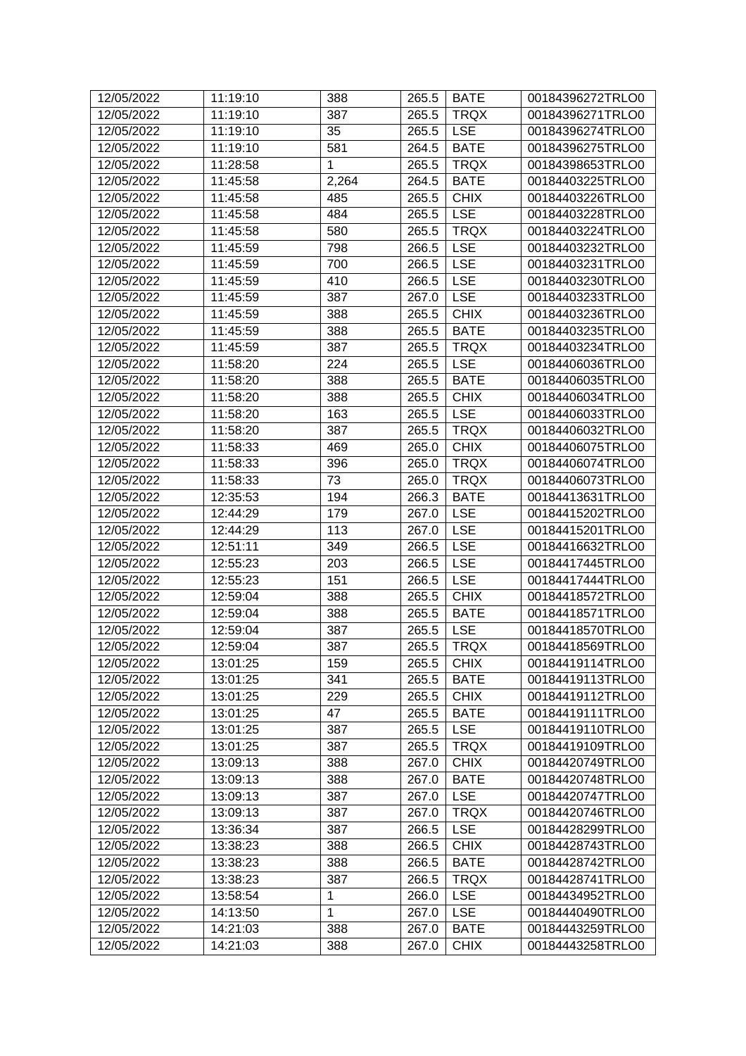| 12/05/2022 | 11:19:10 | 388 | 265.5 | BATE | 00184396272TRLO0 |
|---|---|---|---|---|---|
| 12/05/2022 | 11:19:10 | 387 | 265.5 | TRQX | 00184396271TRLO0 |
| 12/05/2022 | 11:19:10 | 35 | 265.5 | LSE | 00184396274TRLO0 |
| 12/05/2022 | 11:19:10 | 581 | 264.5 | BATE | 00184396275TRLO0 |
| 12/05/2022 | 11:28:58 | 1 | 265.5 | TRQX | 00184398653TRLO0 |
| 12/05/2022 | 11:45:58 | 2,264 | 264.5 | BATE | 00184403225TRLO0 |
| 12/05/2022 | 11:45:58 | 485 | 265.5 | CHIX | 00184403226TRLO0 |
| 12/05/2022 | 11:45:58 | 484 | 265.5 | LSE | 00184403228TRLO0 |
| 12/05/2022 | 11:45:58 | 580 | 265.5 | TRQX | 00184403224TRLO0 |
| 12/05/2022 | 11:45:59 | 798 | 266.5 | LSE | 00184403232TRLO0 |
| 12/05/2022 | 11:45:59 | 700 | 266.5 | LSE | 00184403231TRLO0 |
| 12/05/2022 | 11:45:59 | 410 | 266.5 | LSE | 00184403230TRLO0 |
| 12/05/2022 | 11:45:59 | 387 | 267.0 | LSE | 00184403233TRLO0 |
| 12/05/2022 | 11:45:59 | 388 | 265.5 | CHIX | 00184403236TRLO0 |
| 12/05/2022 | 11:45:59 | 388 | 265.5 | BATE | 00184403235TRLO0 |
| 12/05/2022 | 11:45:59 | 387 | 265.5 | TRQX | 00184403234TRLO0 |
| 12/05/2022 | 11:58:20 | 224 | 265.5 | LSE | 00184406036TRLO0 |
| 12/05/2022 | 11:58:20 | 388 | 265.5 | BATE | 00184406035TRLO0 |
| 12/05/2022 | 11:58:20 | 388 | 265.5 | CHIX | 00184406034TRLO0 |
| 12/05/2022 | 11:58:20 | 163 | 265.5 | LSE | 00184406033TRLO0 |
| 12/05/2022 | 11:58:20 | 387 | 265.5 | TRQX | 00184406032TRLO0 |
| 12/05/2022 | 11:58:33 | 469 | 265.0 | CHIX | 00184406075TRLO0 |
| 12/05/2022 | 11:58:33 | 396 | 265.0 | TRQX | 00184406074TRLO0 |
| 12/05/2022 | 11:58:33 | 73 | 265.0 | TRQX | 00184406073TRLO0 |
| 12/05/2022 | 12:35:53 | 194 | 266.3 | BATE | 00184413631TRLO0 |
| 12/05/2022 | 12:44:29 | 179 | 267.0 | LSE | 00184415202TRLO0 |
| 12/05/2022 | 12:44:29 | 113 | 267.0 | LSE | 00184415201TRLO0 |
| 12/05/2022 | 12:51:11 | 349 | 266.5 | LSE | 00184416632TRLO0 |
| 12/05/2022 | 12:55:23 | 203 | 266.5 | LSE | 00184417445TRLO0 |
| 12/05/2022 | 12:55:23 | 151 | 266.5 | LSE | 00184417444TRLO0 |
| 12/05/2022 | 12:59:04 | 388 | 265.5 | CHIX | 00184418572TRLO0 |
| 12/05/2022 | 12:59:04 | 388 | 265.5 | BATE | 00184418571TRLO0 |
| 12/05/2022 | 12:59:04 | 387 | 265.5 | LSE | 00184418570TRLO0 |
| 12/05/2022 | 12:59:04 | 387 | 265.5 | TRQX | 00184418569TRLO0 |
| 12/05/2022 | 13:01:25 | 159 | 265.5 | CHIX | 00184419114TRLO0 |
| 12/05/2022 | 13:01:25 | 341 | 265.5 | BATE | 00184419113TRLO0 |
| 12/05/2022 | 13:01:25 | 229 | 265.5 | CHIX | 00184419112TRLO0 |
| 12/05/2022 | 13:01:25 | 47 | 265.5 | BATE | 00184419111TRLO0 |
| 12/05/2022 | 13:01:25 | 387 | 265.5 | LSE | 00184419110TRLO0 |
| 12/05/2022 | 13:01:25 | 387 | 265.5 | TRQX | 00184419109TRLO0 |
| 12/05/2022 | 13:09:13 | 388 | 267.0 | CHIX | 00184420749TRLO0 |
| 12/05/2022 | 13:09:13 | 388 | 267.0 | BATE | 00184420748TRLO0 |
| 12/05/2022 | 13:09:13 | 387 | 267.0 | LSE | 00184420747TRLO0 |
| 12/05/2022 | 13:09:13 | 387 | 267.0 | TRQX | 00184420746TRLO0 |
| 12/05/2022 | 13:36:34 | 387 | 266.5 | LSE | 00184428299TRLO0 |
| 12/05/2022 | 13:38:23 | 388 | 266.5 | CHIX | 00184428743TRLO0 |
| 12/05/2022 | 13:38:23 | 388 | 266.5 | BATE | 00184428742TRLO0 |
| 12/05/2022 | 13:38:23 | 387 | 266.5 | TRQX | 00184428741TRLO0 |
| 12/05/2022 | 13:58:54 | 1 | 266.0 | LSE | 00184434952TRLO0 |
| 12/05/2022 | 14:13:50 | 1 | 267.0 | LSE | 00184440490TRLO0 |
| 12/05/2022 | 14:21:03 | 388 | 267.0 | BATE | 00184443259TRLO0 |
| 12/05/2022 | 14:21:03 | 388 | 267.0 | CHIX | 00184443258TRLO0 |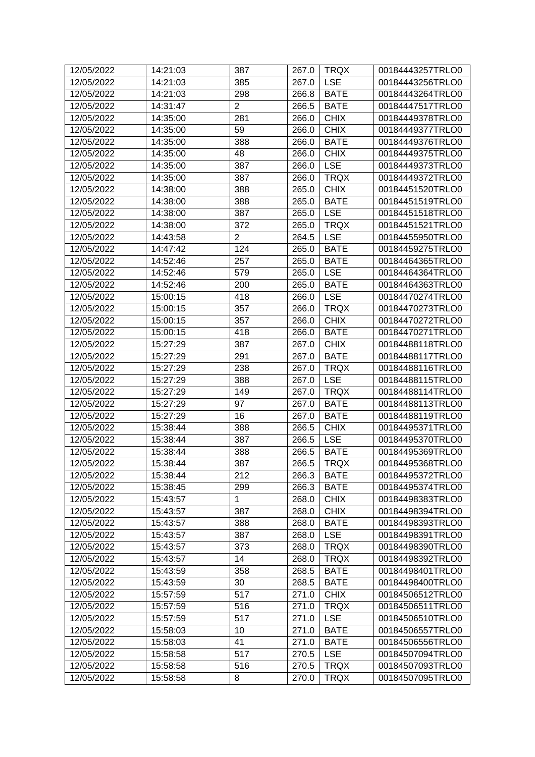| 12/05/2022 | 14:21:03 | 387 | 267.0 | TRQX | 00184443257TRLO0 |
|---|---|---|---|---|---|
| 12/05/2022 | 14:21:03 | 385 | 267.0 | LSE | 00184443256TRLO0 |
| 12/05/2022 | 14:21:03 | 298 | 266.8 | BATE | 00184443264TRLO0 |
| 12/05/2022 | 14:31:47 | 2 | 266.5 | BATE | 00184447517TRLO0 |
| 12/05/2022 | 14:35:00 | 281 | 266.0 | CHIX | 00184449378TRLO0 |
| 12/05/2022 | 14:35:00 | 59 | 266.0 | CHIX | 00184449377TRLO0 |
| 12/05/2022 | 14:35:00 | 388 | 266.0 | BATE | 00184449376TRLO0 |
| 12/05/2022 | 14:35:00 | 48 | 266.0 | CHIX | 00184449375TRLO0 |
| 12/05/2022 | 14:35:00 | 387 | 266.0 | LSE | 00184449373TRLO0 |
| 12/05/2022 | 14:35:00 | 387 | 266.0 | TRQX | 00184449372TRLO0 |
| 12/05/2022 | 14:38:00 | 388 | 265.0 | CHIX | 00184451520TRLO0 |
| 12/05/2022 | 14:38:00 | 388 | 265.0 | BATE | 00184451519TRLO0 |
| 12/05/2022 | 14:38:00 | 387 | 265.0 | LSE | 00184451518TRLO0 |
| 12/05/2022 | 14:38:00 | 372 | 265.0 | TRQX | 00184451521TRLO0 |
| 12/05/2022 | 14:43:58 | 2 | 264.5 | LSE | 00184455950TRLO0 |
| 12/05/2022 | 14:47:42 | 124 | 265.0 | BATE | 00184459275TRLO0 |
| 12/05/2022 | 14:52:46 | 257 | 265.0 | BATE | 00184464365TRLO0 |
| 12/05/2022 | 14:52:46 | 579 | 265.0 | LSE | 00184464364TRLO0 |
| 12/05/2022 | 14:52:46 | 200 | 265.0 | BATE | 00184464363TRLO0 |
| 12/05/2022 | 15:00:15 | 418 | 266.0 | LSE | 00184470274TRLO0 |
| 12/05/2022 | 15:00:15 | 357 | 266.0 | TRQX | 00184470273TRLO0 |
| 12/05/2022 | 15:00:15 | 357 | 266.0 | CHIX | 00184470272TRLO0 |
| 12/05/2022 | 15:00:15 | 418 | 266.0 | BATE | 00184470271TRLO0 |
| 12/05/2022 | 15:27:29 | 387 | 267.0 | CHIX | 00184488118TRLO0 |
| 12/05/2022 | 15:27:29 | 291 | 267.0 | BATE | 00184488117TRLO0 |
| 12/05/2022 | 15:27:29 | 238 | 267.0 | TRQX | 00184488116TRLO0 |
| 12/05/2022 | 15:27:29 | 388 | 267.0 | LSE | 00184488115TRLO0 |
| 12/05/2022 | 15:27:29 | 149 | 267.0 | TRQX | 00184488114TRLO0 |
| 12/05/2022 | 15:27:29 | 97 | 267.0 | BATE | 00184488113TRLO0 |
| 12/05/2022 | 15:27:29 | 16 | 267.0 | BATE | 00184488119TRLO0 |
| 12/05/2022 | 15:38:44 | 388 | 266.5 | CHIX | 00184495371TRLO0 |
| 12/05/2022 | 15:38:44 | 387 | 266.5 | LSE | 00184495370TRLO0 |
| 12/05/2022 | 15:38:44 | 388 | 266.5 | BATE | 00184495369TRLO0 |
| 12/05/2022 | 15:38:44 | 387 | 266.5 | TRQX | 00184495368TRLO0 |
| 12/05/2022 | 15:38:44 | 212 | 266.3 | BATE | 00184495372TRLO0 |
| 12/05/2022 | 15:38:45 | 299 | 266.3 | BATE | 00184495374TRLO0 |
| 12/05/2022 | 15:43:57 | 1 | 268.0 | CHIX | 00184498383TRLO0 |
| 12/05/2022 | 15:43:57 | 387 | 268.0 | CHIX | 00184498394TRLO0 |
| 12/05/2022 | 15:43:57 | 388 | 268.0 | BATE | 00184498393TRLO0 |
| 12/05/2022 | 15:43:57 | 387 | 268.0 | LSE | 00184498391TRLO0 |
| 12/05/2022 | 15:43:57 | 373 | 268.0 | TRQX | 00184498390TRLO0 |
| 12/05/2022 | 15:43:57 | 14 | 268.0 | TRQX | 00184498392TRLO0 |
| 12/05/2022 | 15:43:59 | 358 | 268.5 | BATE | 00184498401TRLO0 |
| 12/05/2022 | 15:43:59 | 30 | 268.5 | BATE | 00184498400TRLO0 |
| 12/05/2022 | 15:57:59 | 517 | 271.0 | CHIX | 00184506512TRLO0 |
| 12/05/2022 | 15:57:59 | 516 | 271.0 | TRQX | 00184506511TRLO0 |
| 12/05/2022 | 15:57:59 | 517 | 271.0 | LSE | 00184506510TRLO0 |
| 12/05/2022 | 15:58:03 | 10 | 271.0 | BATE | 00184506557TRLO0 |
| 12/05/2022 | 15:58:03 | 41 | 271.0 | BATE | 00184506556TRLO0 |
| 12/05/2022 | 15:58:58 | 517 | 270.5 | LSE | 00184507094TRLO0 |
| 12/05/2022 | 15:58:58 | 516 | 270.5 | TRQX | 00184507093TRLO0 |
| 12/05/2022 | 15:58:58 | 8 | 270.0 | TRQX | 00184507095TRLO0 |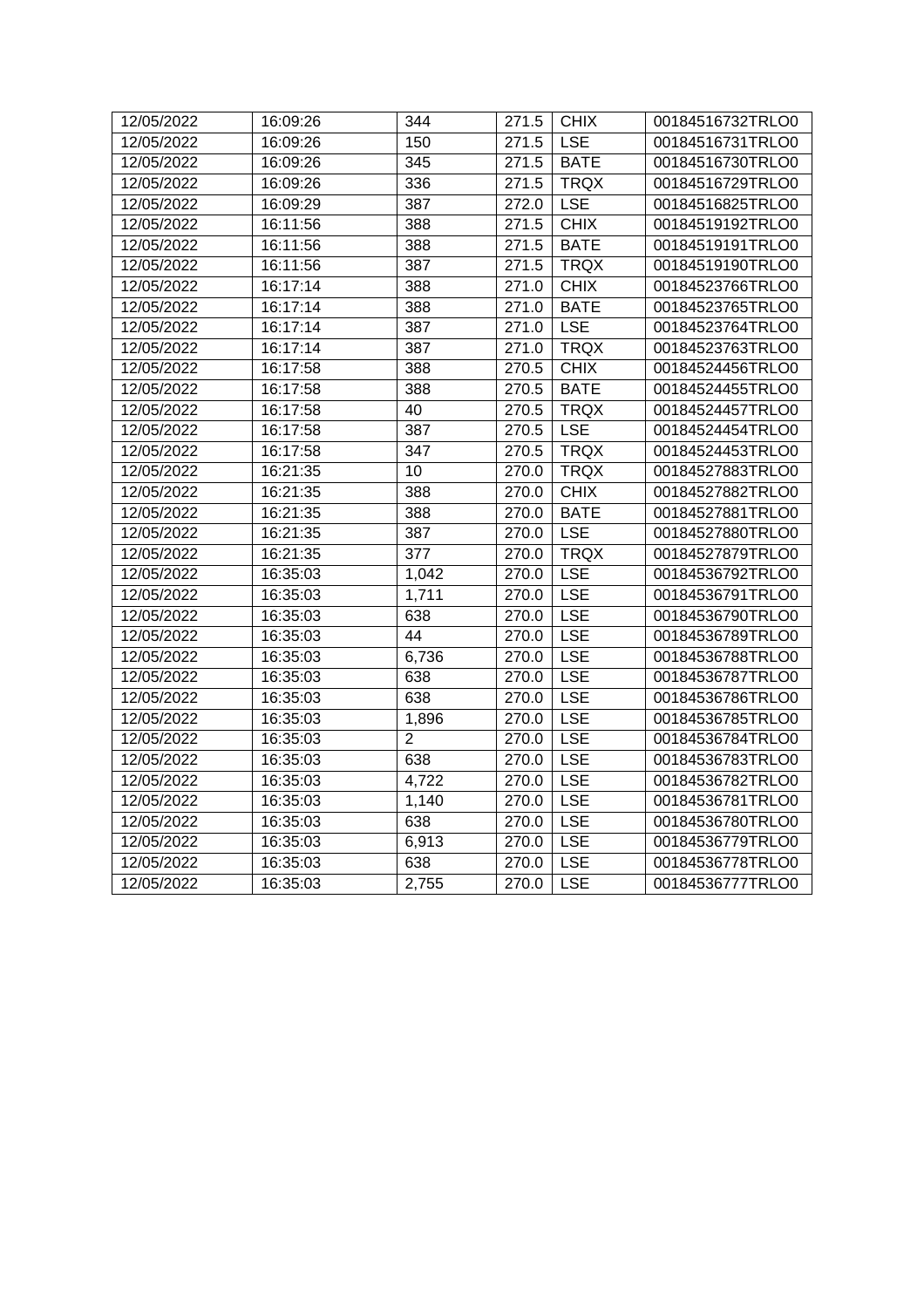| | | | | | |
|---|---|---|---|---|---|
| 12/05/2022 | 16:09:26 | 344 | 271.5 | CHIX | 00184516732TRLO0 |
| 12/05/2022 | 16:09:26 | 150 | 271.5 | LSE | 00184516731TRLO0 |
| 12/05/2022 | 16:09:26 | 345 | 271.5 | BATE | 00184516730TRLO0 |
| 12/05/2022 | 16:09:26 | 336 | 271.5 | TRQX | 00184516729TRLO0 |
| 12/05/2022 | 16:09:29 | 387 | 272.0 | LSE | 00184516825TRLO0 |
| 12/05/2022 | 16:11:56 | 388 | 271.5 | CHIX | 00184519192TRLO0 |
| 12/05/2022 | 16:11:56 | 388 | 271.5 | BATE | 00184519191TRLO0 |
| 12/05/2022 | 16:11:56 | 387 | 271.5 | TRQX | 00184519190TRLO0 |
| 12/05/2022 | 16:17:14 | 388 | 271.0 | CHIX | 00184523766TRLO0 |
| 12/05/2022 | 16:17:14 | 388 | 271.0 | BATE | 00184523765TRLO0 |
| 12/05/2022 | 16:17:14 | 387 | 271.0 | LSE | 00184523764TRLO0 |
| 12/05/2022 | 16:17:14 | 387 | 271.0 | TRQX | 00184523763TRLO0 |
| 12/05/2022 | 16:17:58 | 388 | 270.5 | CHIX | 00184524456TRLO0 |
| 12/05/2022 | 16:17:58 | 388 | 270.5 | BATE | 00184524455TRLO0 |
| 12/05/2022 | 16:17:58 | 40 | 270.5 | TRQX | 00184524457TRLO0 |
| 12/05/2022 | 16:17:58 | 387 | 270.5 | LSE | 00184524454TRLO0 |
| 12/05/2022 | 16:17:58 | 347 | 270.5 | TRQX | 00184524453TRLO0 |
| 12/05/2022 | 16:21:35 | 10 | 270.0 | TRQX | 00184527883TRLO0 |
| 12/05/2022 | 16:21:35 | 388 | 270.0 | CHIX | 00184527882TRLO0 |
| 12/05/2022 | 16:21:35 | 388 | 270.0 | BATE | 00184527881TRLO0 |
| 12/05/2022 | 16:21:35 | 387 | 270.0 | LSE | 00184527880TRLO0 |
| 12/05/2022 | 16:21:35 | 377 | 270.0 | TRQX | 00184527879TRLO0 |
| 12/05/2022 | 16:35:03 | 1,042 | 270.0 | LSE | 00184536792TRLO0 |
| 12/05/2022 | 16:35:03 | 1,711 | 270.0 | LSE | 00184536791TRLO0 |
| 12/05/2022 | 16:35:03 | 638 | 270.0 | LSE | 00184536790TRLO0 |
| 12/05/2022 | 16:35:03 | 44 | 270.0 | LSE | 00184536789TRLO0 |
| 12/05/2022 | 16:35:03 | 6,736 | 270.0 | LSE | 00184536788TRLO0 |
| 12/05/2022 | 16:35:03 | 638 | 270.0 | LSE | 00184536787TRLO0 |
| 12/05/2022 | 16:35:03 | 638 | 270.0 | LSE | 00184536786TRLO0 |
| 12/05/2022 | 16:35:03 | 1,896 | 270.0 | LSE | 00184536785TRLO0 |
| 12/05/2022 | 16:35:03 | 2 | 270.0 | LSE | 00184536784TRLO0 |
| 12/05/2022 | 16:35:03 | 638 | 270.0 | LSE | 00184536783TRLO0 |
| 12/05/2022 | 16:35:03 | 4,722 | 270.0 | LSE | 00184536782TRLO0 |
| 12/05/2022 | 16:35:03 | 1,140 | 270.0 | LSE | 00184536781TRLO0 |
| 12/05/2022 | 16:35:03 | 638 | 270.0 | LSE | 00184536780TRLO0 |
| 12/05/2022 | 16:35:03 | 6,913 | 270.0 | LSE | 00184536779TRLO0 |
| 12/05/2022 | 16:35:03 | 638 | 270.0 | LSE | 00184536778TRLO0 |
| 12/05/2022 | 16:35:03 | 2,755 | 270.0 | LSE | 00184536777TRLO0 |